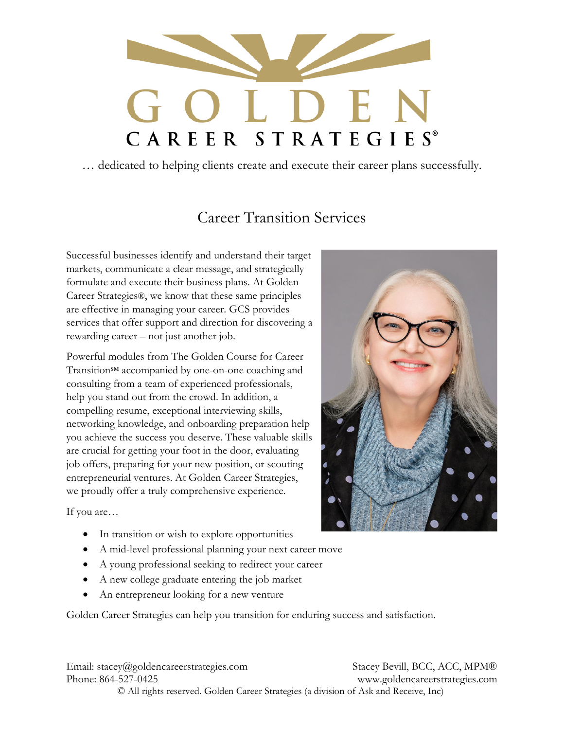# GOLDEN CAREER STRATEGIES®

… dedicated to helping clients create and execute their career plans successfully.

## Career Transition Services

Successful businesses identify and understand their target markets, communicate a clear message, and strategically formulate and execute their business plans. At Golden Career Strategies®, we know that these same principles are effective in managing your career. GCS provides services that offer support and direction for discovering a rewarding career – not just another job.

Powerful modules from The Golden Course for Career Transition℠ accompanied by one-on-one coaching and consulting from a team of experienced professionals, help you stand out from the crowd. In addition, a compelling resume, exceptional interviewing skills, networking knowledge, and onboarding preparation help you achieve the success you deserve. These valuable skills are crucial for getting your foot in the door, evaluating job offers, preparing for your new position, or scouting entrepreneurial ventures. At Golden Career Strategies, we proudly offer a truly comprehensive experience.

If you are…

- In transition or wish to explore opportunities
- A mid-level professional planning your next career move
- A young professional seeking to redirect your career
- A new college graduate entering the job market
- An entrepreneur looking for a new venture

Golden Career Strategies can help you transition for enduring success and satisfaction.

Email: stacey@goldencareerstrategies.com
Phone: 864-527-0425

Stacey Bevill, BCC, ACC, MPM®
www.goldencareerstrategies.com

© All rights reserved. Golden Career Strategies (a division of Ask and Receive, Inc)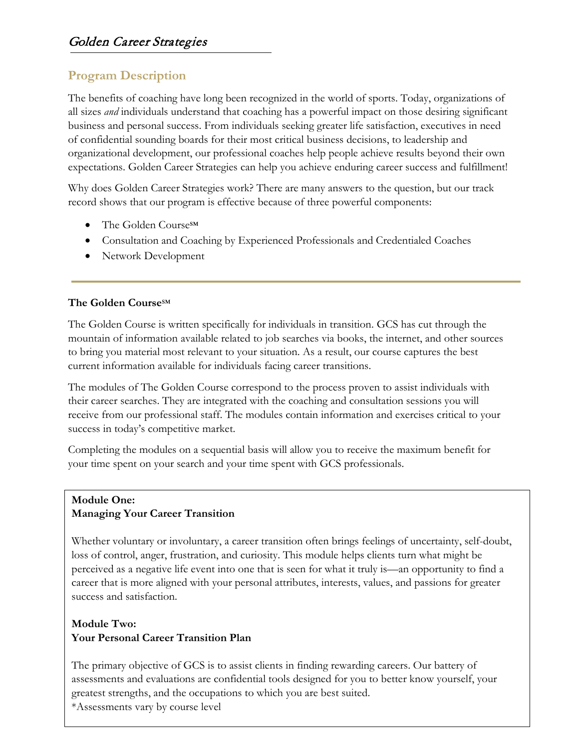*Golden Career Strategies*

## Program Description

The benefits of coaching have long been recognized in the world of sports. Today, organizations of all sizes *and* individuals understand that coaching has a powerful impact on those desiring significant business and personal success. From individuals seeking greater life satisfaction, executives in need of confidential sounding boards for their most critical business decisions, to leadership and organizational development, our professional coaches help people achieve results beyond their own expectations. Golden Career Strategies can help you achieve enduring career success and fulfillment!

Why does Golden Career Strategies work? There are many answers to the question, but our track record shows that our program is effective because of three powerful components:

- The Golden Course℠
- Consultation and Coaching by Experienced Professionals and Credentialed Coaches
- Network Development

---

**The Golden Course℠**

The Golden Course is written specifically for individuals in transition. GCS has cut through the mountain of information available related to job searches via books, the internet, and other sources to bring you material most relevant to your situation. As a result, our course captures the best current information available for individuals facing career transitions.

The modules of The Golden Course correspond to the process proven to assist individuals with their career searches. They are integrated with the coaching and consultation sessions you will receive from our professional staff. The modules contain information and exercises critical to your success in today's competitive market.

Completing the modules on a sequential basis will allow you to receive the maximum benefit for your time spent on your search and your time spent with GCS professionals.

**Module One:**
**Managing Your Career Transition**

Whether voluntary or involuntary, a career transition often brings feelings of uncertainty, self-doubt, loss of control, anger, frustration, and curiosity. This module helps clients turn what might be perceived as a negative life event into one that is seen for what it truly is—an opportunity to find a career that is more aligned with your personal attributes, interests, values, and passions for greater success and satisfaction.

**Module Two:**
**Your Personal Career Transition Plan**

The primary objective of GCS is to assist clients in finding rewarding careers. Our battery of assessments and evaluations are confidential tools designed for you to better know yourself, your greatest strengths, and the occupations to which you are best suited.
*Assessments vary by course level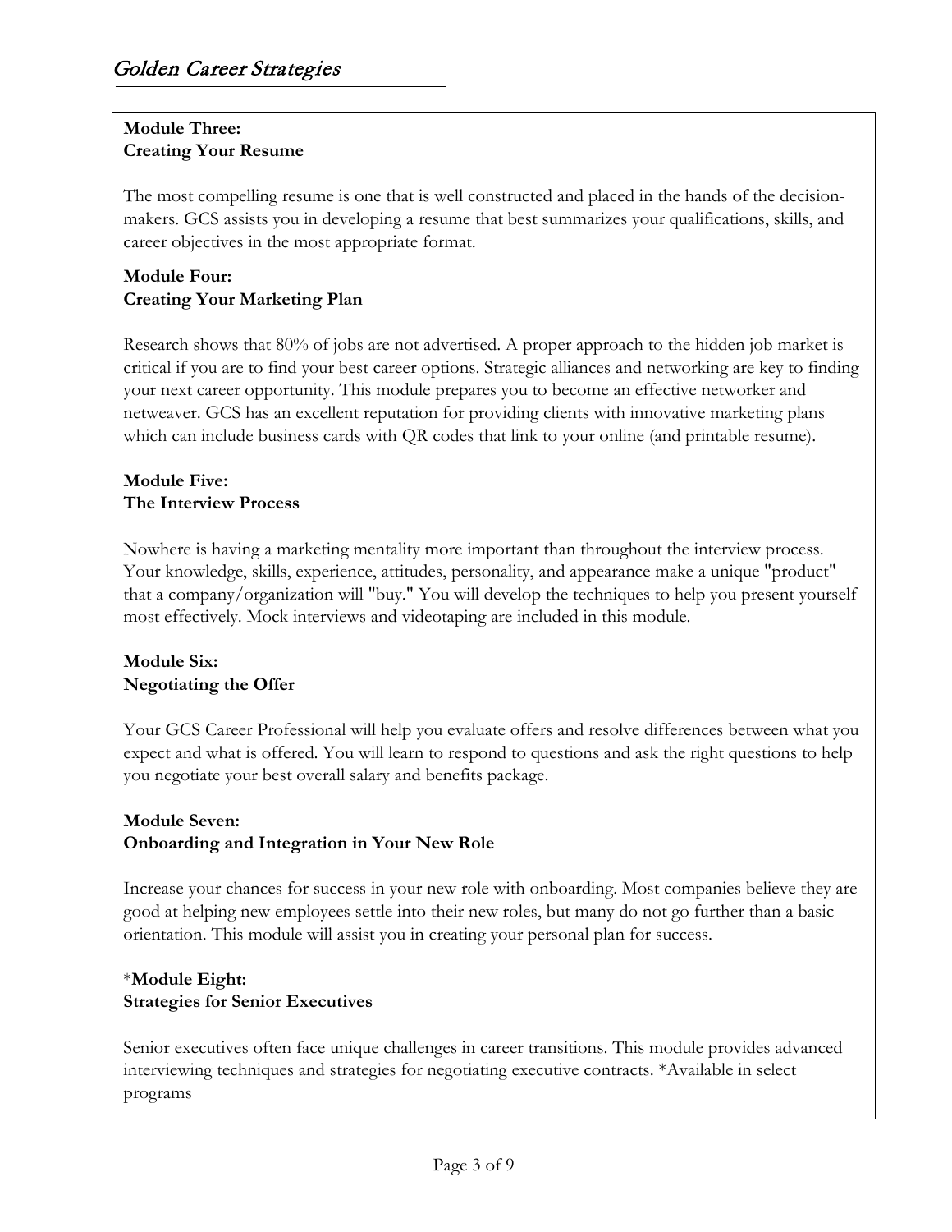**Module Three:**
**Creating Your Resume**

The most compelling resume is one that is well constructed and placed in the hands of the decision-makers. GCS assists you in developing a resume that best summarizes your qualifications, skills, and career objectives in the most appropriate format.

**Module Four:**
**Creating Your Marketing Plan**

Research shows that 80% of jobs are not advertised. A proper approach to the hidden job market is critical if you are to find your best career options. Strategic alliances and networking are key to finding your next career opportunity. This module prepares you to become an effective networker and netweaver. GCS has an excellent reputation for providing clients with innovative marketing plans which can include business cards with QR codes that link to your online (and printable resume).

**Module Five:**
**The Interview Process**

Nowhere is having a marketing mentality more important than throughout the interview process. Your knowledge, skills, experience, attitudes, personality, and appearance make a unique "product" that a company/organization will "buy." You will develop the techniques to help you present yourself most effectively. Mock interviews and videotaping are included in this module.

**Module Six:**
**Negotiating the Offer**

Your GCS Career Professional will help you evaluate offers and resolve differences between what you expect and what is offered. You will learn to respond to questions and ask the right questions to help you negotiate your best overall salary and benefits package.

**Module Seven:**
**Onboarding and Integration in Your New Role**

Increase your chances for success in your new role with onboarding. Most companies believe they are good at helping new employees settle into their new roles, but many do not go further than a basic orientation. This module will assist you in creating your personal plan for success.

*__Module Eight:__*
**Strategies for Senior Executives**

Senior executives often face unique challenges in career transitions. This module provides advanced interviewing techniques and strategies for negotiating executive contracts. *Available in select programs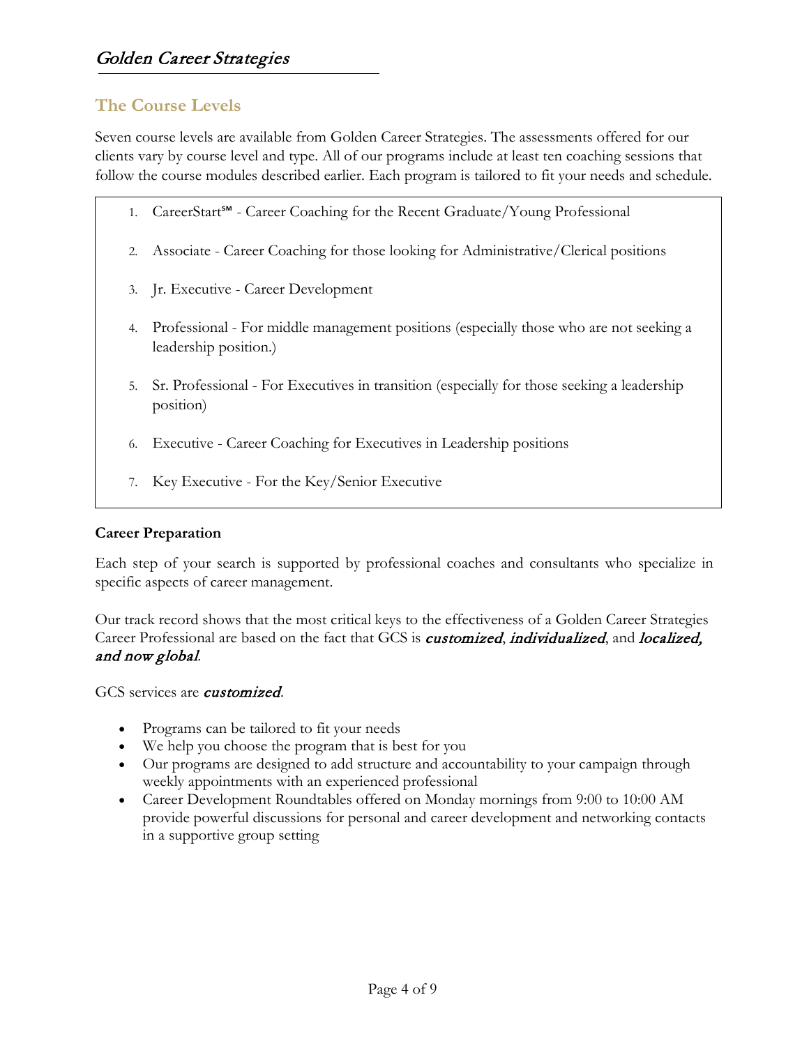## The Course Levels

Seven course levels are available from Golden Career Strategies. The assessments offered for our clients vary by course level and type. All of our programs include at least ten coaching sessions that follow the course modules described earlier. Each program is tailored to fit your needs and schedule.

1. CareerStart℠ - Career Coaching for the Recent Graduate/Young Professional
2. Associate - Career Coaching for those looking for Administrative/Clerical positions
3. Jr. Executive - Career Development
4. Professional - For middle management positions (especially those who are not seeking a leadership position.)
5. Sr. Professional - For Executives in transition (especially for those seeking a leadership position)
6. Executive - Career Coaching for Executives in Leadership positions
7. Key Executive - For the Key/Senior Executive

**Career Preparation**

Each step of your search is supported by professional coaches and consultants who specialize in specific aspects of career management.

Our track record shows that the most critical keys to the effectiveness of a Golden Career Strategies Career Professional are based on the fact that GCS is ***customized***, ***individualized***, and ***localized, and now global***.

GCS services are ***customized***.

- Programs can be tailored to fit your needs
- We help you choose the program that is best for you
- Our programs are designed to add structure and accountability to your campaign through weekly appointments with an experienced professional
- Career Development Roundtables offered on Monday mornings from 9:00 to 10:00 AM provide powerful discussions for personal and career development and networking contacts in a supportive group setting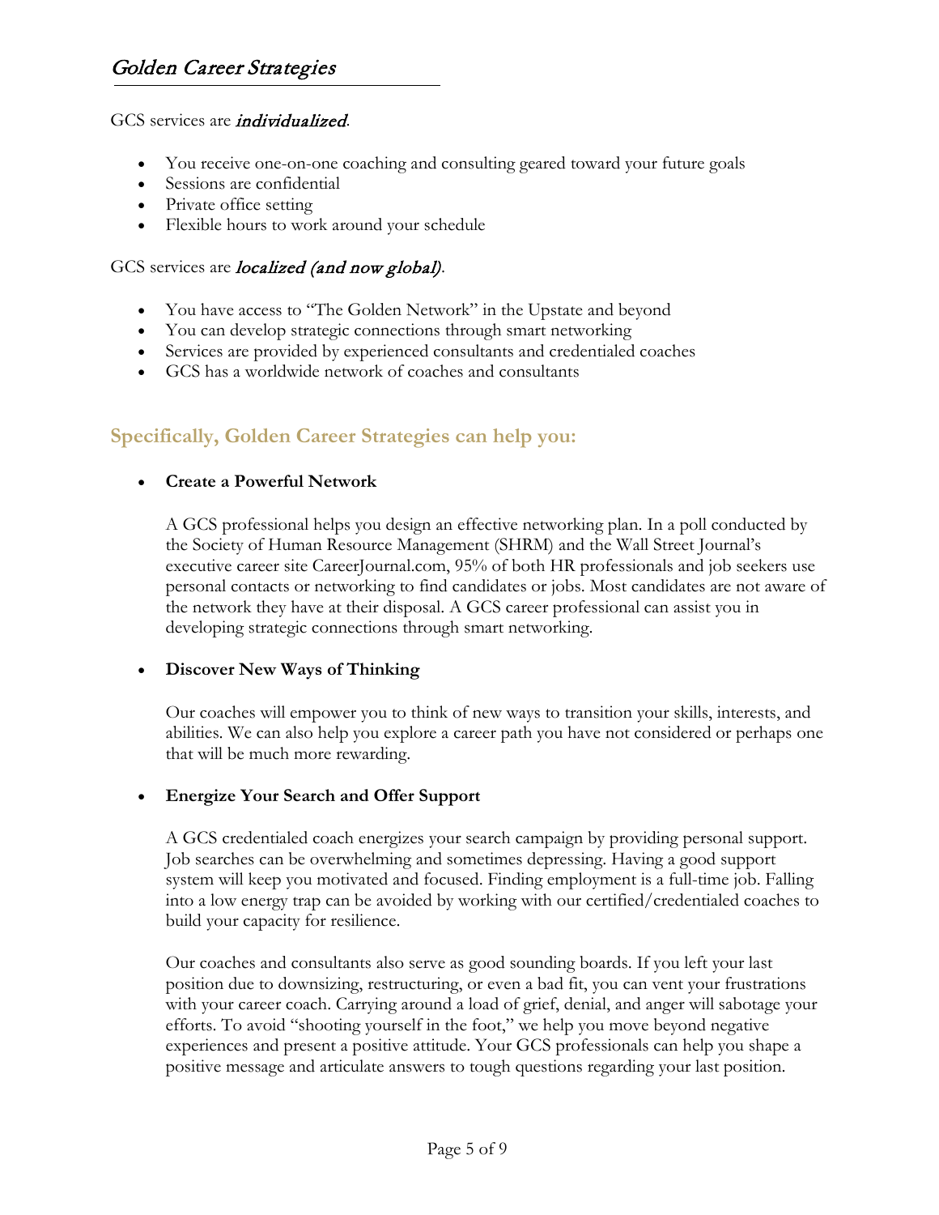GCS services are *individualized*.

- You receive one-on-one coaching and consulting geared toward your future goals
- Sessions are confidential
- Private office setting
- Flexible hours to work around your schedule

GCS services are *localized (and now global)*.

- You have access to "The Golden Network" in the Upstate and beyond
- You can develop strategic connections through smart networking
- Services are provided by experienced consultants and credentialed coaches
- GCS has a worldwide network of coaches and consultants

## Specifically, Golden Career Strategies can help you:

- **Create a Powerful Network**

  A GCS professional helps you design an effective networking plan. In a poll conducted by the Society of Human Resource Management (SHRM) and the Wall Street Journal's executive career site CareerJournal.com, 95% of both HR professionals and job seekers use personal contacts or networking to find candidates or jobs. Most candidates are not aware of the network they have at their disposal. A GCS career professional can assist you in developing strategic connections through smart networking.

- **Discover New Ways of Thinking**

  Our coaches will empower you to think of new ways to transition your skills, interests, and abilities. We can also help you explore a career path you have not considered or perhaps one that will be much more rewarding.

- **Energize Your Search and Offer Support**

  A GCS credentialed coach energizes your search campaign by providing personal support. Job searches can be overwhelming and sometimes depressing. Having a good support system will keep you motivated and focused. Finding employment is a full-time job. Falling into a low energy trap can be avoided by working with our certified/credentialed coaches to build your capacity for resilience.

  Our coaches and consultants also serve as good sounding boards. If you left your last position due to downsizing, restructuring, or even a bad fit, you can vent your frustrations with your career coach. Carrying around a load of grief, denial, and anger will sabotage your efforts. To avoid "shooting yourself in the foot," we help you move beyond negative experiences and present a positive attitude. Your GCS professionals can help you shape a positive message and articulate answers to tough questions regarding your last position.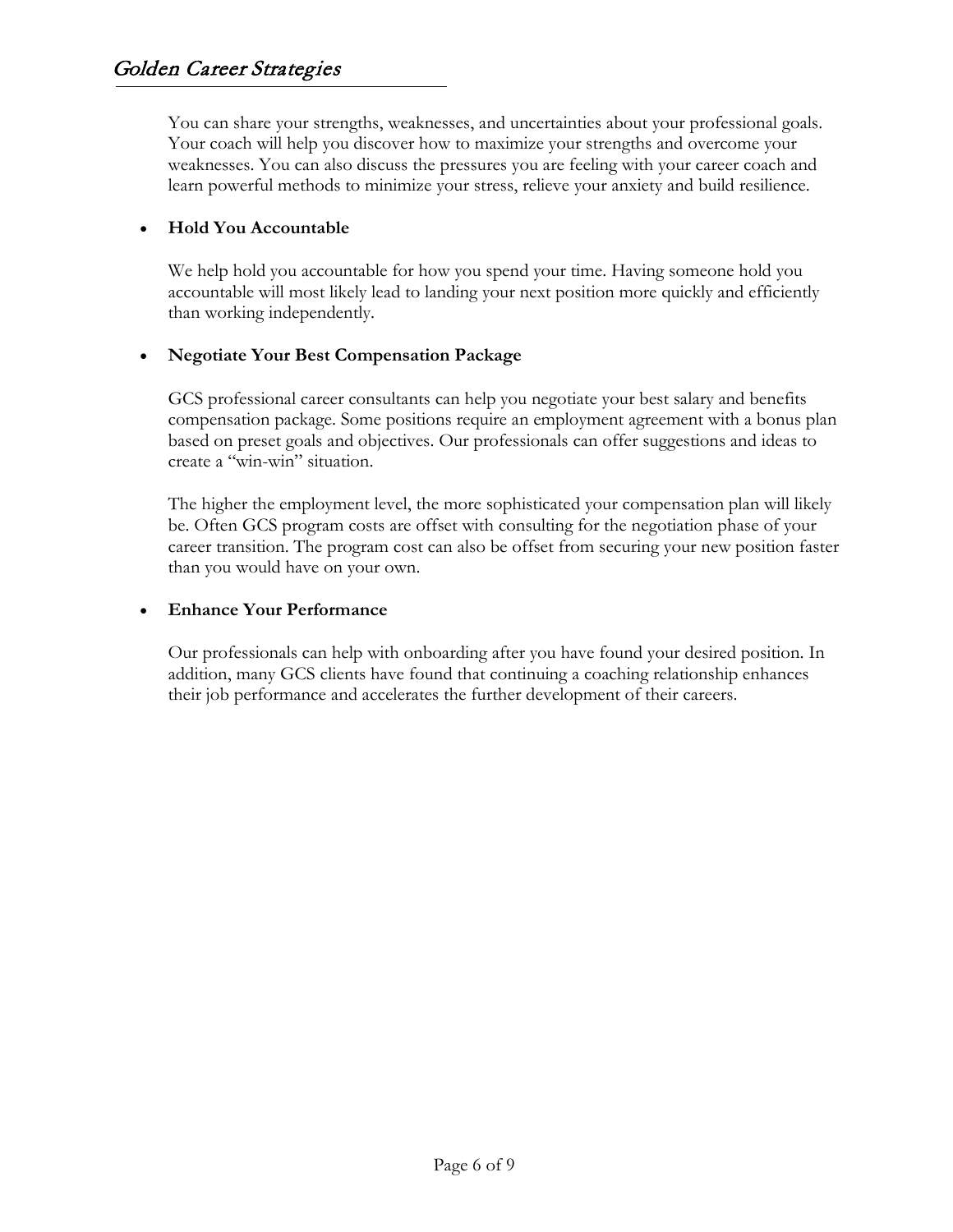You can share your strengths, weaknesses, and uncertainties about your professional goals. Your coach will help you discover how to maximize your strengths and overcome your weaknesses. You can also discuss the pressures you are feeling with your career coach and learn powerful methods to minimize your stress, relieve your anxiety and build resilience.

- **Hold You Accountable**

  We help hold you accountable for how you spend your time. Having someone hold you accountable will most likely lead to landing your next position more quickly and efficiently than working independently.

- **Negotiate Your Best Compensation Package**

  GCS professional career consultants can help you negotiate your best salary and benefits compensation package. Some positions require an employment agreement with a bonus plan based on preset goals and objectives. Our professionals can offer suggestions and ideas to create a "win-win" situation.

  The higher the employment level, the more sophisticated your compensation plan will likely be. Often GCS program costs are offset with consulting for the negotiation phase of your career transition. The program cost can also be offset from securing your new position faster than you would have on your own.

- **Enhance Your Performance**

  Our professionals can help with onboarding after you have found your desired position. In addition, many GCS clients have found that continuing a coaching relationship enhances their job performance and accelerates the further development of their careers.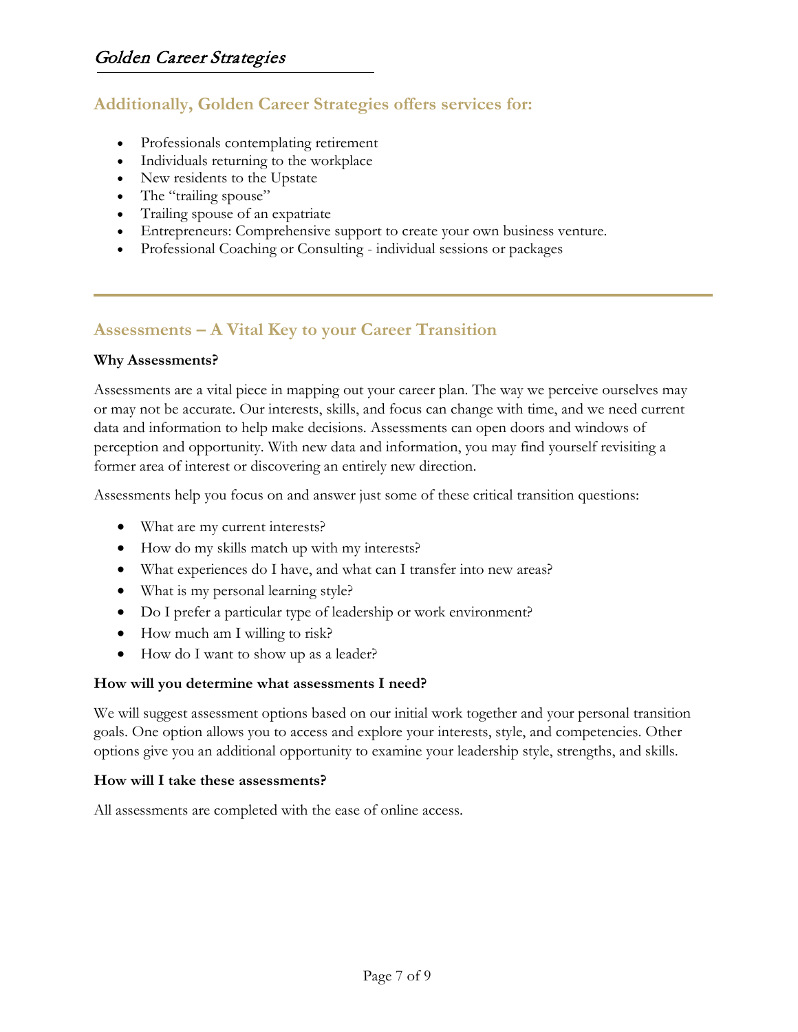## Additionally, Golden Career Strategies offers services for:

- Professionals contemplating retirement
- Individuals returning to the workplace
- New residents to the Upstate
- The "trailing spouse"
- Trailing spouse of an expatriate
- Entrepreneurs: Comprehensive support to create your own business venture.
- Professional Coaching or Consulting - individual sessions or packages

---

## Assessments – A Vital Key to your Career Transition

**Why Assessments?**

Assessments are a vital piece in mapping out your career plan. The way we perceive ourselves may or may not be accurate. Our interests, skills, and focus can change with time, and we need current data and information to help make decisions. Assessments can open doors and windows of perception and opportunity. With new data and information, you may find yourself revisiting a former area of interest or discovering an entirely new direction.

Assessments help you focus on and answer just some of these critical transition questions:

- What are my current interests?
- How do my skills match up with my interests?
- What experiences do I have, and what can I transfer into new areas?
- What is my personal learning style?
- Do I prefer a particular type of leadership or work environment?
- How much am I willing to risk?
- How do I want to show up as a leader?

**How will you determine what assessments I need?**

We will suggest assessment options based on our initial work together and your personal transition goals. One option allows you to access and explore your interests, style, and competencies. Other options give you an additional opportunity to examine your leadership style, strengths, and skills.

**How will I take these assessments?**

All assessments are completed with the ease of online access.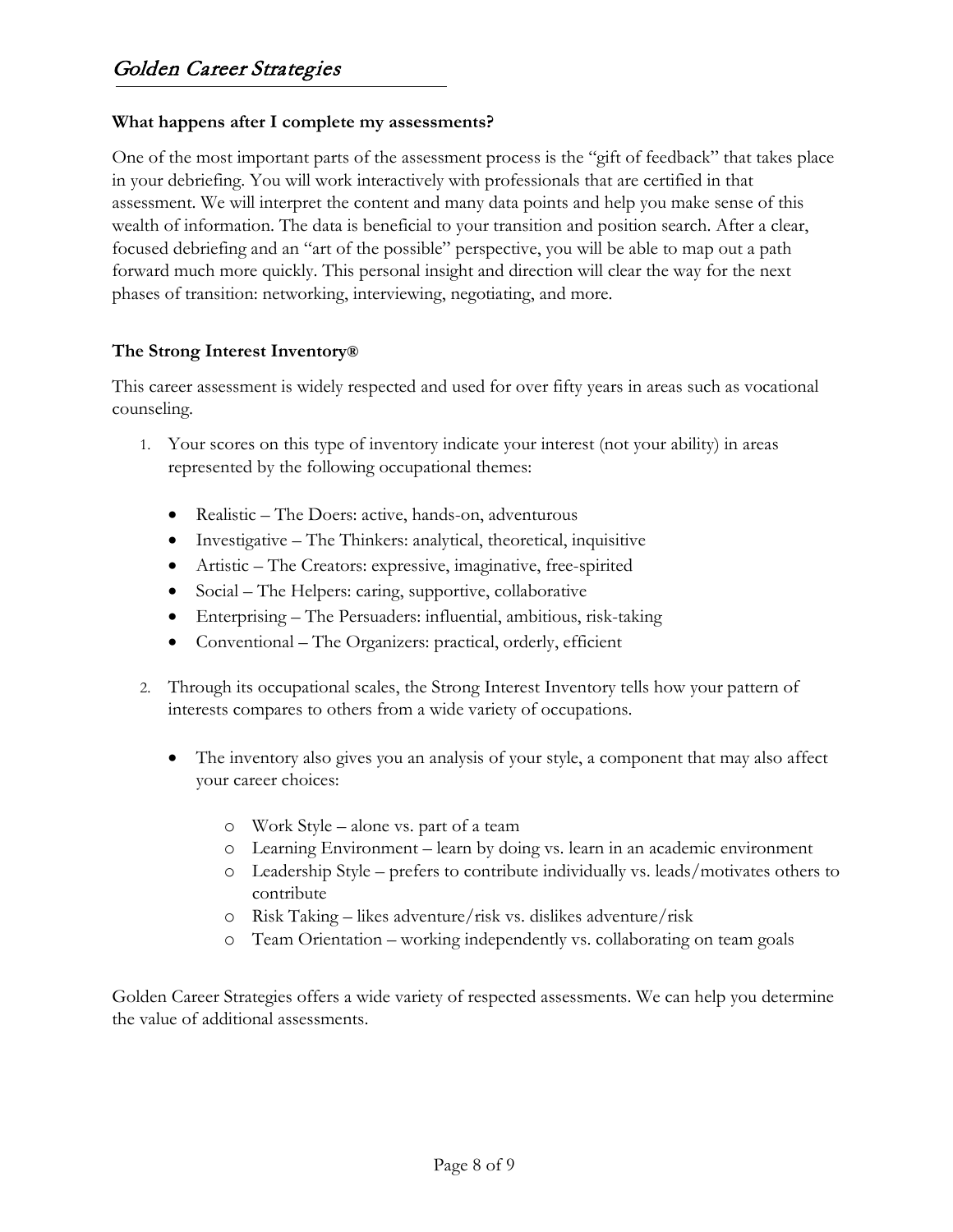### What happens after I complete my assessments?

One of the most important parts of the assessment process is the "gift of feedback" that takes place in your debriefing. You will work interactively with professionals that are certified in that assessment. We will interpret the content and many data points and help you make sense of this wealth of information. The data is beneficial to your transition and position search. After a clear, focused debriefing and an "art of the possible" perspective, you will be able to map out a path forward much more quickly. This personal insight and direction will clear the way for the next phases of transition: networking, interviewing, negotiating, and more.

### The Strong Interest Inventory®

This career assessment is widely respected and used for over fifty years in areas such as vocational counseling.

1. Your scores on this type of inventory indicate your interest (not your ability) in areas represented by the following occupational themes:

   - Realistic – The Doers: active, hands-on, adventurous
   - Investigative – The Thinkers: analytical, theoretical, inquisitive
   - Artistic – The Creators: expressive, imaginative, free-spirited
   - Social – The Helpers: caring, supportive, collaborative
   - Enterprising – The Persuaders: influential, ambitious, risk-taking
   - Conventional – The Organizers: practical, orderly, efficient

2. Through its occupational scales, the Strong Interest Inventory tells how your pattern of interests compares to others from a wide variety of occupations.

   - The inventory also gives you an analysis of your style, a component that may also affect your career choices:
     - Work Style – alone vs. part of a team
     - Learning Environment – learn by doing vs. learn in an academic environment
     - Leadership Style – prefers to contribute individually vs. leads/motivates others to contribute
     - Risk Taking – likes adventure/risk vs. dislikes adventure/risk
     - Team Orientation – working independently vs. collaborating on team goals

Golden Career Strategies offers a wide variety of respected assessments. We can help you determine the value of additional assessments.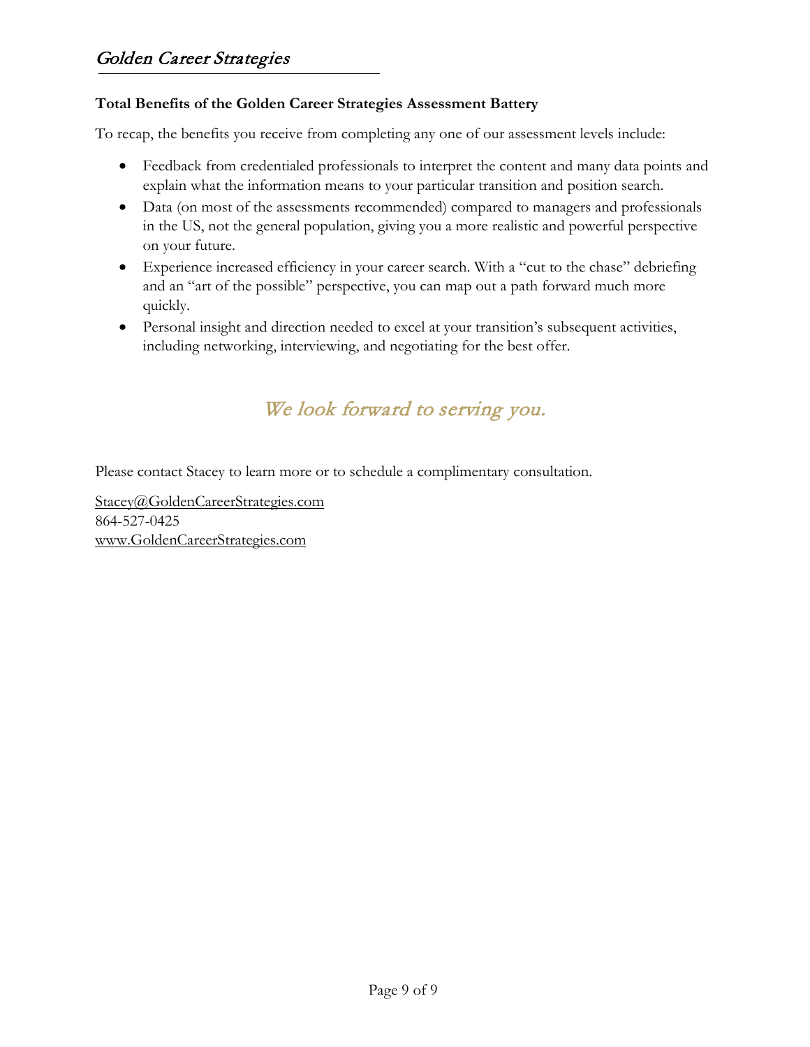**Total Benefits of the Golden Career Strategies Assessment Battery**

To recap, the benefits you receive from completing any one of our assessment levels include:

- Feedback from credentialed professionals to interpret the content and many data points and explain what the information means to your particular transition and position search.
- Data (on most of the assessments recommended) compared to managers and professionals in the US, not the general population, giving you a more realistic and powerful perspective on your future.
- Experience increased efficiency in your career search. With a "cut to the chase" debriefing and an "art of the possible" perspective, you can map out a path forward much more quickly.
- Personal insight and direction needed to excel at your transition's subsequent activities, including networking, interviewing, and negotiating for the best offer.

*We look forward to serving you.*

Please contact Stacey to learn more or to schedule a complimentary consultation.

Stacey@GoldenCareerStrategies.com
864-527-0425
www.GoldenCareerStrategies.com